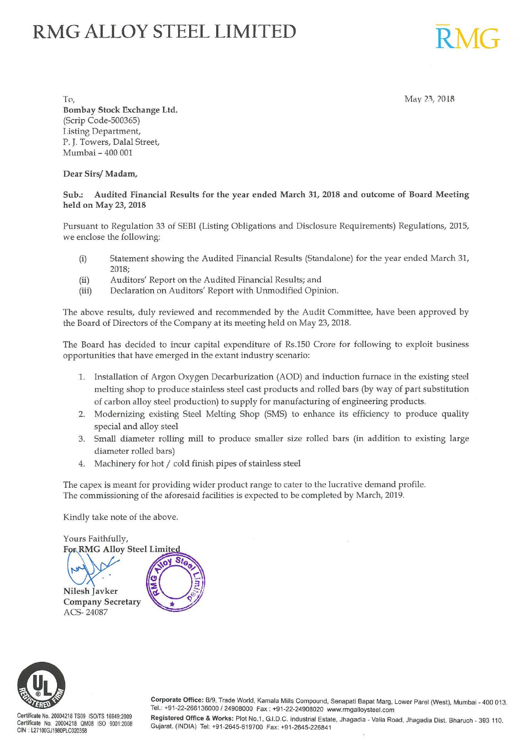# RMG ALLOY STEEL LIMITED

May 23, 2018

To,
**Bombay Stock Exchange Ltd.**
(Scrip Code-500365)
Listing Department,
P. J. Towers, Dalal Street,
Mumbai – 400 001

**Dear Sirs/ Madam,**

**Sub.: Audited Financial Results for the year ended March 31, 2018 and outcome of Board Meeting held on May 23, 2018**

Pursuant to Regulation 33 of SEBI (Listing Obligations and Disclosure Requirements) Regulations, 2015, we enclose the following:

(i) Statement showing the Audited Financial Results (Standalone) for the year ended March 31, 2018;
(ii) Auditors' Report on the Audited Financial Results; and
(iii) Declaration on Auditors' Report with Unmodified Opinion.

The above results, duly reviewed and recommended by the Audit Committee, have been approved by the Board of Directors of the Company at its meeting held on May 23, 2018.

The Board has decided to incur capital expenditure of Rs.150 Crore for following to exploit business opportunities that have emerged in the extant industry scenario:

1. Installation of Argon Oxygen Decarburization (AOD) and induction furnace in the existing steel melting shop to produce stainless steel cast products and rolled bars (by way of part substitution of carbon alloy steel production) to supply for manufacturing of engineering products.
2. Modernizing existing Steel Melting Shop (SMS) to enhance its efficiency to produce quality special and alloy steel
3. Small diameter rolling mill to produce smaller size rolled bars (in addition to existing large diameter rolled bars)
4. Machinery for hot / cold finish pipes of stainless steel

The capex is meant for providing wider product range to cater to the lucrative demand profile.
The commissioning of the aforesaid facilities is expected to be completed by March, 2019.

Kindly take note of the above.

Yours Faithfully,
**For RMG Alloy Steel Limited**

**Nilesh Javker**
**Company Secretary**
ACS- 24087

Certificate No. 20004218 TS09 ISO/TS 16949:2009
Certificate No. 20004218 QM08 ISO 9001:2008
CIN : L27100GJ1980PLC020358

**Corporate Office:** B/9, Trade World, Kamala Mills Compound, Senapati Bapat Marg, Lower Parel (West), Mumbai - 400 013. Tel.: +91-22-266136000 / 24908000 Fax : +91-22-24908020 www.rmgalloysteel.com
**Registered Office & Works:** Plot No.1, G.I.D.C. Industrial Estate, Jhagadia - Valia Road, Jhagadia Dist. Bharuch - 393 110. Gujarat. (INDIA) Tel: +91-2645-619700 Fax: +91-2645-226841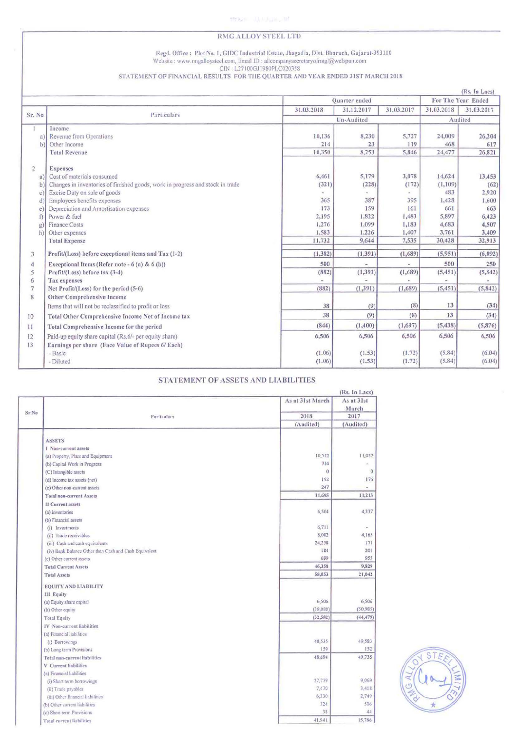# RMG ALLOY STEEL LTD

Regd. Office : Plot No. 1, GIDC Industrial Estate, Jhagadia, Dist. Bharuch, Gujarat-393110
Website : www.rmgalloysteel.com, Email ID : allcompanysecretaryofrmgl@welspun.com
CIN : L27100GJ1980PLC020358

STATEMENT OF FINANCIAL RESULTS FOR THE QUARTER AND YEAR ENDED 31ST MARCH 2018

(Rs. In Lacs)

| Sr. No | Particulars | Quarter ended | | | For The Year Ended | |
|---|---|---|---|---|---|---|
| | | 31.03.2018 | 31.12.2017 | 31.03.2017 | 31.03.2018 | 31.03.2017 |
| | | Un-Audited | | | Audited | |
| 1 | Income | | | | | |
| a) | Revenue from Operations | 10,136 | 8,230 | 5,727 | 24,009 | 26,204 |
| b) | Other Income | 214 | 23 | 119 | 468 | 617 |
| | Total Revenue | 10,350 | 8,253 | 5,846 | 24,477 | 26,821 |
| 2 | Expenses | | | | | |
| a) | Cost of materials consumed | 6,461 | 5,179 | 3,078 | 14,624 | 13,453 |
| b) | Changes in inventories of finished goods, work in progress and stock in trade | (321) | (228) | (172) | (1,109) | (62) |
| c) | Excise Duty on sale of goods | - | - | - | 483 | 2,920 |
| d) | Employees benefits expenses | 365 | 387 | 395 | 1,428 | 1,600 |
| e) | Depreciation and Amortisation expenses | 173 | 159 | 161 | 661 | 663 |
| f) | Power & fuel | 2,195 | 1,822 | 1,483 | 5,897 | 6,423 |
| g) | Finance Costs | 1,276 | 1,099 | 1,183 | 4,683 | 4,507 |
| h) | Other expenses | 1,583 | 1,226 | 1,407 | 3,761 | 3,409 |
| | Total Expense | 11,732 | 9,644 | 7,535 | 30,428 | 32,913 |
| 3 | Profit/(Loss) before exceptional items and Tax (1-2) | (1,382) | (1,391) | (1,689) | (5,951) | (6,092) |
| 4 | Exceptional Items (Refer note - 6 (a) & 6 (b)) | 500 | - | - | 500 | 250 |
| 5 | Profit/(Loss) before tax (3-4) | (882) | (1,391) | (1,689) | (5,451) | (5,842) |
| 6 | Tax expenses | - | - | - | - | - |
| 7 | Net Profit/(Loss) for the period (5-6) | (882) | (1,391) | (1,689) | (5,451) | (5,842) |
| 8 | Other Comprehensive Income | | | | | |
| | Items that will not be reclassified to profit or loss | 38 | (9) | (8) | 13 | (34) |
| 10 | Total Other Comprehensive Income Net of Income tax | 38 | (9) | (8) | 13 | (34) |
| 11 | Total Comprehensive Income for the period | (844) | (1,400) | (1,697) | (5,438) | (5,876) |
| 12 | Paid-up equity share capital (Rs.6/- per equity share) | 6,506 | 6,506 | 6,506 | 6,506 | 6,506 |
| 13 | Earnings per share (Face Value of Rupees 6/ Each) | | | | | |
| | - Basic | (1.06) | (1.53) | (1.72) | (5.84) | (6.04) |
| | - Diluted | (1.06) | (1.53) | (1.72) | (5.84) | (6.04) |

## STATEMENT OF ASSETS AND LIABILITIES

(Rs. In Lacs)

| Sr No | Particulars | As at 31st March 2018 (Audited) | As at 31st March 2017 (Audited) |
|---|---|---|---|
| | **ASSETS** | | |
| | **I Non-current assets** | | |
| | (a) Property, Plant and Equipment | 10,542 | 11,037 |
| | (b) Capital Work in Progress | 714 | - |
| | (C) Intangible assets | 0 | 0 |
| | (d) Income tax assets (net) | 192 | 176 |
| | (e) Other non-current assets | 247 | - |
| | **Total non-current Assets** | 11,695 | 11,213 |
| | **II Current assets** | | |
| | (a) Inventories | 6,504 | 4,337 |
| | (b) Financial assets | | |
| | (i) Investments | 6,711 | - |
| | (ii) Trade receivables | 8,002 | 4,165 |
| | (iii) Cash and cash equivalents | 24,258 | 171 |
| | (iv) Bank Balance Other than Cash and Cash Equivalent | 184 | 201 |
| | (c) Other current assets | 699 | 955 |
| | **Total Current Assets** | 46,358 | 9,829 |
| | **Total Assets** | 58,053 | 21,042 |
| | **EQUITY AND LIABILITY** | | |
| | **III Equity** | | |
| | (a) Equity share capital | 6,506 | 6,506 |
| | (b) Other equity | (39,088) | (50,985) |
| | **Total Equity** | (32,582) | (44,479) |
| | **IV Non-current liabilities** | | |
| | (a) Financial liabilities | | |
| | (i) Borrowings | 48,535 | 49,583 |
| | (b) Long term Provisions | 159 | 152 |
| | **Total non-current liabilities** | 48,694 | 49,735 |
| | **V Current liabilities** | | |
| | (a) Financial liabilities | | |
| | (i) Short term borrowings | 27,779 | 9,069 |
| | (ii) Trade payables | 7,470 | 3,418 |
| | (iii) Other financial liabilities | 6,330 | 2,749 |
| | (b) Other current liabilities | 324 | 506 |
| | (c) Short term Provisions | 38 | 44 |
| | **Total current liabilities** | 41,941 | 15,786 |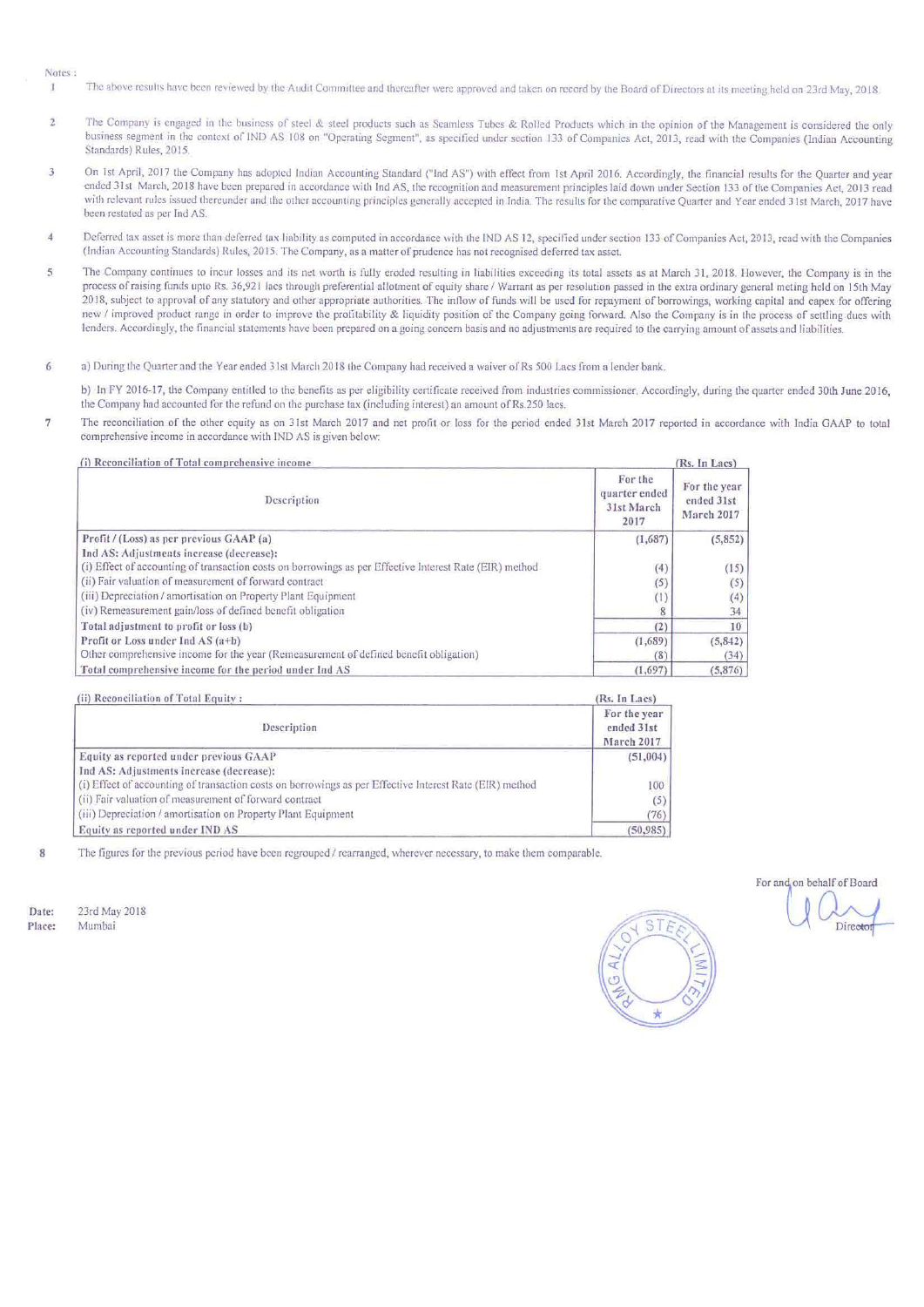Notes :

1. The above results have been reviewed by the Audit Committee and thereafter were approved and taken on record by the Board of Directors at its meeting held on 23rd May, 2018.

2. The Company is engaged in the business of steel & steel products such as Seamless Tubes & Rolled Products which in the opinion of the Management is considered the only business segment in the context of IND AS 108 on "Operating Segment", as specified under section 133 of Companies Act, 2013, read with the Companies (Indian Accounting Standards) Rules, 2015.

3. On 1st April, 2017 the Company has adopted Indian Accounting Standard ("Ind AS") with effect from 1st April 2016. Accordingly, the financial results for the Quarter and year ended 31st March, 2018 have been prepared in accordance with Ind AS, the recognition and measurement principles laid down under Section 133 of the Companies Act, 2013 read with relevant rules issued thereunder and the other accounting principles generally accepted in India. The results for the comparative Quarter and Year ended 31st March, 2017 have been restated as per Ind AS.

4. Deferred tax asset is more than deferred tax liability as computed in accordance with the IND AS 12, specified under section 133 of Companies Act, 2013, read with the Companies (Indian Accounting Standards) Rules, 2015. The Company, as a matter of prudence has not recognised deferred tax asset.

5. The Company continues to incur losses and its net worth is fully eroded resulting in liabilities exceeding its total assets as at March 31, 2018. However, the Company is in the process of raising funds upto Rs. 36,921 lacs through preferential allotment of equity share / Warrant as per resolution passed in the extra ordinary general meting held on 15th May 2018, subject to approval of any statutory and other appropriate authorities. The inflow of funds will be used for repayment of borrowings, working capital and capex for offering new / improved product range in order to improve the profitability & liquidity position of the Company going forward. Also the Company is in the process of settling dues with lenders. Accordingly, the financial statements have been prepared on a going concern basis and no adjustments are required to the carrying amount of assets and liabilities.

6. a) During the Quarter and the Year ended 31st March 2018 the Company had received a waiver of Rs 500 Lacs from a lender bank.

   b) In FY 2016-17, the Company entitled to the benefits as per eligibility certificate received from industries commissioner. Accordingly, during the quarter ended 30th June 2016, the Company had accounted for the refund on the purchase tax (including interest) an amount of Rs.250 lacs.

7. The reconciliation of the other equity as on 31st March 2017 and net profit or loss for the period ended 31st March 2017 reported in accordance with India GAAP to total comprehensive income in accordance with IND AS is given below:

**(i) Reconciliation of Total comprehensive income** (Rs. In Lacs)

| Description | For the quarter ended 31st March 2017 | For the year ended 31st March 2017 |
|---|---|---|
| **Profit / (Loss) as per previous GAAP (a)** | (1,687) | (5,852) |
| **Ind AS: Adjustments increase (decrease):** | | |
| (i) Effect of accounting of transaction costs on borrowings as per Effective Interest Rate (EIR) method | (4) | (15) |
| (ii) Fair valuation of measurement of forward contract | (5) | (5) |
| (iii) Depreciation / amortisation on Property Plant Equipment | (1) | (4) |
| (iv) Remeasurement gain/loss of defined benefit obligation | 8 | 34 |
| **Total adjustment to profit or loss (b)** | (2) | 10 |
| **Profit or Loss under Ind AS (a+b)** | (1,689) | (5,842) |
| Other comprehensive income for the year (Remeasurement of defined benefit obligation) | (8) | (34) |
| **Total comprehensive income for the period under Ind AS** | (1,697) | (5,876) |

**(ii) Reconciliation of Total Equity :** (Rs. In Lacs)

| Description | For the year ended 31st March 2017 |
|---|---|
| Equity as reported under previous GAAP | (51,004) |
| **Ind AS: Adjustments increase (decrease):** | |
| (i) Effect of accounting of transaction costs on borrowings as per Effective Interest Rate (EIR) method | 100 |
| (ii) Fair valuation of measurement of forward contract | (5) |
| (iii) Depreciation / amortisation on Property Plant Equipment | (76) |
| **Equity as reported under IND AS** | (50,985) |

8. The figures for the previous period have been regrouped / rearranged, wherever necessary, to make them comparable.

For and on behalf of Board

Director

**Date:** 23rd May 2018
**Place:** Mumbai

RMG ALLOY STEEL LIMITED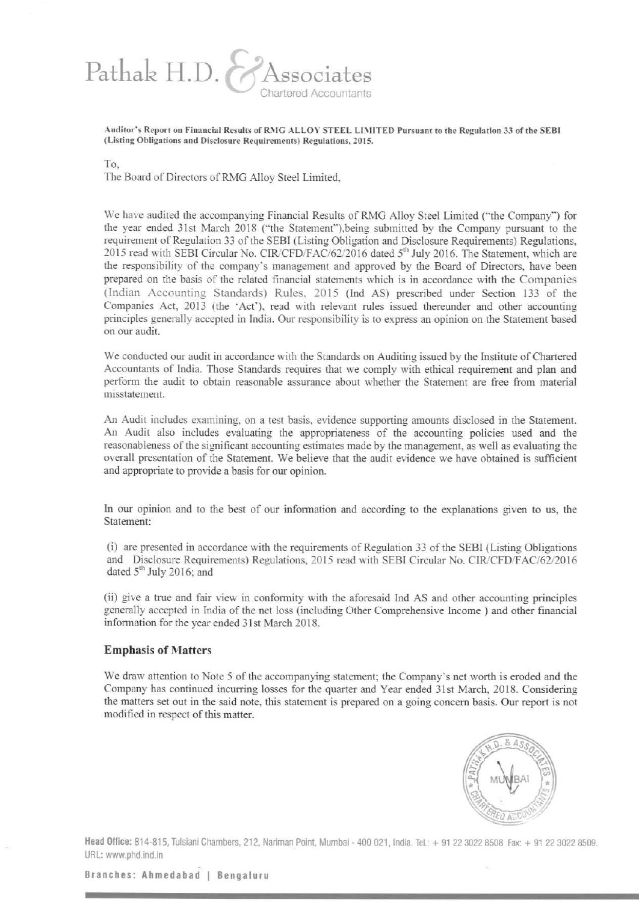Pathak H.D. & Associates
Chartered Accountants

**Auditor's Report on Financial Results of RMG ALLOY STEEL LIMITED Pursuant to the Regulation 33 of the SEBI (Listing Obligations and Disclosure Requirements) Regulations, 2015.**

To,
The Board of Directors of RMG Alloy Steel Limited,

We have audited the accompanying Financial Results of RMG Alloy Steel Limited ("the Company") for the year ended 31st March 2018 ("the Statement"),being submitted by the Company pursuant to the requirement of Regulation 33 of the SEBI (Listing Obligation and Disclosure Requirements) Regulations, 2015 read with SEBI Circular No. CIR/CFD/FAC/62/2016 dated 5th July 2016. The Statement, which are the responsibility of the company's management and approved by the Board of Directors, have been prepared on the basis of the related financial statements which is in accordance with the Companies (Indian Accounting Standards) Rules, 2015 (Ind AS) prescribed under Section 133 of the Companies Act, 2013 (the 'Act'), read with relevant rules issued thereunder and other accounting principles generally accepted in India. Our responsibility is to express an opinion on the Statement based on our audit.

We conducted our audit in accordance with the Standards on Auditing issued by the Institute of Chartered Accountants of India. Those Standards requires that we comply with ethical requirement and plan and perform the audit to obtain reasonable assurance about whether the Statement are free from material misstatement.

An Audit includes examining, on a test basis, evidence supporting amounts disclosed in the Statement. An Audit also includes evaluating the appropriateness of the accounting policies used and the reasonableness of the significant accounting estimates made by the management, as well as evaluating the overall presentation of the Statement. We believe that the audit evidence we have obtained is sufficient and appropriate to provide a basis for our opinion.

In our opinion and to the best of our information and according to the explanations given to us, the Statement:

(i) are presented in accordance with the requirements of Regulation 33 of the SEBI (Listing Obligations and Disclosure Requirements) Regulations, 2015 read with SEBI Circular No. CIR/CFD/FAC/62/2016 dated 5th July 2016; and

(ii) give a true and fair view in conformity with the aforesaid Ind AS and other accounting principles generally accepted in India of the net loss (including Other Comprehensive Income ) and other financial information for the year ended 31st March 2018.

## Emphasis of Matters

We draw attention to Note 5 of the accompanying statement; the Company's net worth is eroded and the Company has continued incurring losses for the quarter and Year ended 31st March, 2018. Considering the matters set out in the said note, this statement is prepared on a going concern basis. Our report is not modified in respect of this matter.

Head Office: 814-815, Tulsiani Chambers, 212, Nariman Point, Mumbai - 400 021, India. Tel.: + 91 22 3022 8508 Fax: + 91 22 3022 8509. URL: www.phd.ind.in

Branches: Ahmedabad | Bengaluru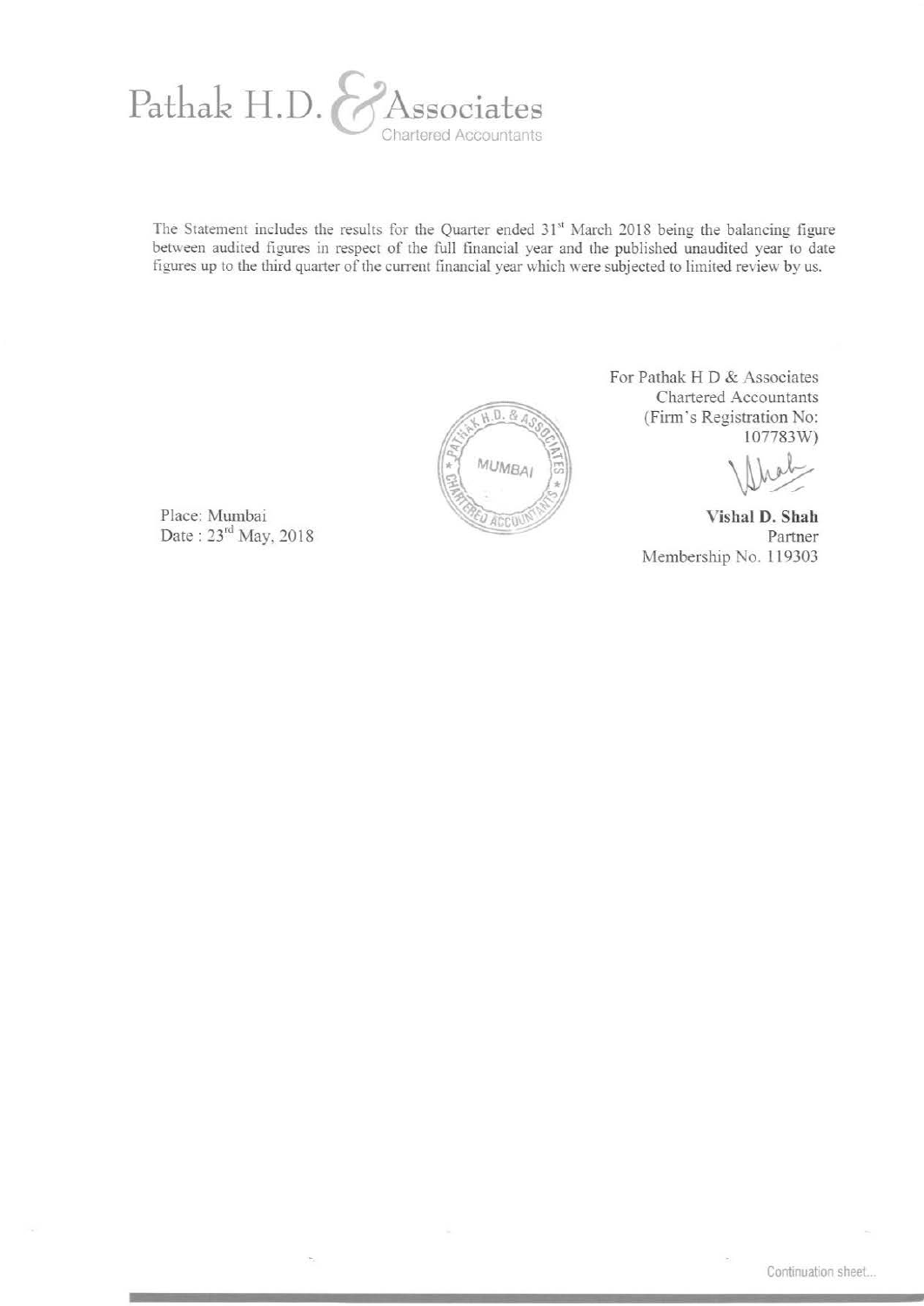The Statement includes the results for the Quarter ended 31st March 2018 being the balancing figure between audited figures in respect of the full financial year and the published unaudited year to date figures up to the third quarter of the current financial year which were subjected to limited review by us.

For Pathak H D & Associates
Chartered Accountants
(Firm's Registration No: 107783W)

**Vishal D. Shah**
Partner
Membership No. 119303

Place: Mumbai
Date : 23rd May, 2018

Continuation sheet...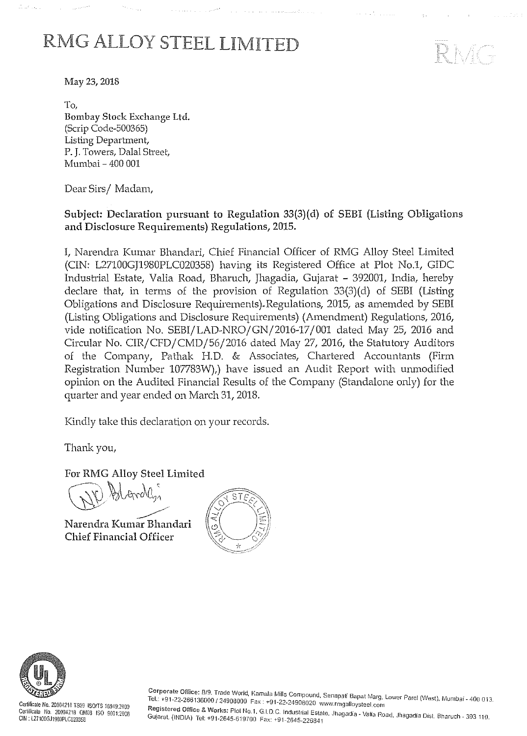# RMG ALLOY STEEL LIMITED

May 23, 2018

To,
Bombay Stock Exchange Ltd.
(Scrip Code-500365)
Listing Department,
P. J. Towers, Dalal Street,
Mumbai – 400 001

Dear Sirs/ Madam,

**Subject: Declaration pursuant to Regulation 33(3)(d) of SEBI (Listing Obligations and Disclosure Requirements) Regulations, 2015.**

I, Narendra Kumar Bhandari, Chief Financial Officer of RMG Alloy Steel Limited (CIN: L27100GJ1980PLC020358) having its Registered Office at Plot No.1, GIDC Industrial Estate, Valia Road, Bharuch, Jhagadia, Gujarat – 392001, India, hereby declare that, in terms of the provision of Regulation 33(3)(d) of SEBI (Listing Obligations and Disclosure Requirements) Regulations, 2015, as amemded by SEBI (Listing Obligations and Disclosure Requirements) (Amendment) Regulations, 2016, vide notification No. SEBI/LAD-NRO/GN/2016-17/001 dated May 25, 2016 and Circular No. CIR/CFD/CMD/56/2016 dated May 27, 2016, the Statutory Auditors of the Company, Pathak H.D. & Associates, Chartered Accountants (Firm Registration Number 107783W),) have issued an Audit Report with unmodified opinion on the Audited Financial Results of the Company (Standalone only) for the quarter and year ended on March 31, 2018.

Kindly take this declaration on your records.

Thank you,

For RMG Alloy Steel Limited

Narendra Kumar Bhandari
Chief Financial Officer

Certificate No. 20004218 TS09 ISO/TS 16949:2009
Certificate No. 20004218 QM08 ISO 9001:2008
CIN : L27100GJ1980PLC020358

Corporate Office: B/9, Trade World, Kamala Mills Compound, Senapati Bapat Marg, Lower Parel (West), Mumbai - 400 013. Tel.: +91-22-286136000 / 24908000 Fax : +91-22-24908020 www.rmgalloysteel.com
Registered Office & Works: Plot No.1, G.I.D.C. Industrial Estate, Jhagadia - Valia Road, Jhagadia Dist. Bharuch - 393 110. Gujarat. (INDIA) Tel: +91-2645-619700 Fax: +91-2645-226841